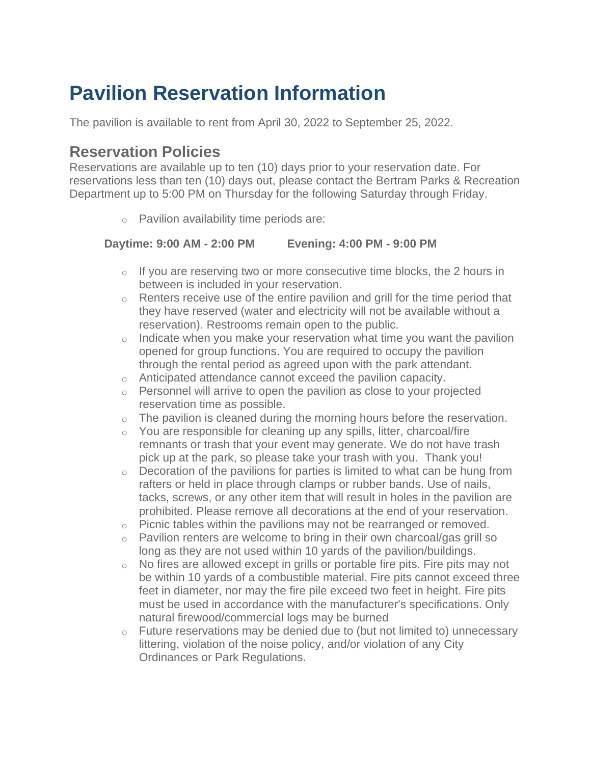# Pavilion Reservation Information

The pavilion is available to rent from April 30, 2022 to September 25, 2022.

## Reservation Policies

Reservations are available up to ten (10) days prior to your reservation date. For reservations less than ten (10) days out, please contact the Bertram Parks & Recreation Department up to 5:00 PM on Thursday for the following Saturday through Friday.

- Pavilion availability time periods are:

**Daytime: 9:00 AM - 2:00 PM** **Evening: 4:00 PM - 9:00 PM**

- If you are reserving two or more consecutive time blocks, the 2 hours in between is included in your reservation.
- Renters receive use of the entire pavilion and grill for the time period that they have reserved (water and electricity will not be available without a reservation). Restrooms remain open to the public.
- Indicate when you make your reservation what time you want the pavilion opened for group functions. You are required to occupy the pavilion through the rental period as agreed upon with the park attendant.
- Anticipated attendance cannot exceed the pavilion capacity.
- Personnel will arrive to open the pavilion as close to your projected reservation time as possible.
- The pavilion is cleaned during the morning hours before the reservation.
- You are responsible for cleaning up any spills, litter, charcoal/fire remnants or trash that your event may generate. We do not have trash pick up at the park, so please take your trash with you. Thank you!
- Decoration of the pavilions for parties is limited to what can be hung from rafters or held in place through clamps or rubber bands. Use of nails, tacks, screws, or any other item that will result in holes in the pavilion are prohibited. Please remove all decorations at the end of your reservation.
- Picnic tables within the pavilions may not be rearranged or removed.
- Pavilion renters are welcome to bring in their own charcoal/gas grill so long as they are not used within 10 yards of the pavilion/buildings.
- No fires are allowed except in grills or portable fire pits. Fire pits may not be within 10 yards of a combustible material. Fire pits cannot exceed three feet in diameter, nor may the fire pile exceed two feet in height. Fire pits must be used in accordance with the manufacturer's specifications. Only natural firewood/commercial logs may be burned
- Future reservations may be denied due to (but not limited to) unnecessary littering, violation of the noise policy, and/or violation of any City Ordinances or Park Regulations.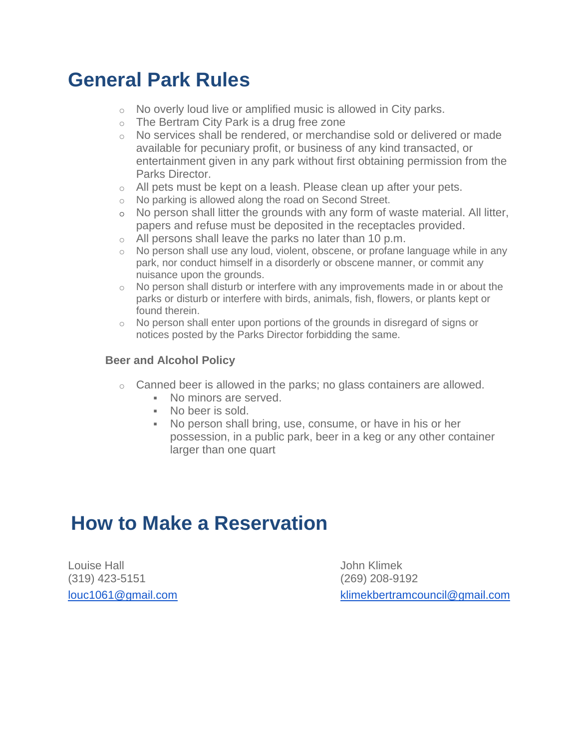# General Park Rules

- No overly loud live or amplified music is allowed in City parks.
- The Bertram City Park is a drug free zone
- No services shall be rendered, or merchandise sold or delivered or made available for pecuniary profit, or business of any kind transacted, or entertainment given in any park without first obtaining permission from the Parks Director.
- All pets must be kept on a leash. Please clean up after your pets.
- No parking is allowed along the road on Second Street.
- No person shall litter the grounds with any form of waste material. All litter, papers and refuse must be deposited in the receptacles provided.
- All persons shall leave the parks no later than 10 p.m.
- No person shall use any loud, violent, obscene, or profane language while in any park, nor conduct himself in a disorderly or obscene manner, or commit any nuisance upon the grounds.
- No person shall disturb or interfere with any improvements made in or about the parks or disturb or interfere with birds, animals, fish, flowers, or plants kept or found therein.
- No person shall enter upon portions of the grounds in disregard of signs or notices posted by the Parks Director forbidding the same.

### Beer and Alcohol Policy

- Canned beer is allowed in the parks; no glass containers are allowed.
  - No minors are served.
  - No beer is sold.
  - No person shall bring, use, consume, or have in his or her possession, in a public park, beer in a keg or any other container larger than one quart

# How to Make a Reservation

Louise Hall
(319) 423-5151
louc1061@gmail.com

John Klimek
(269) 208-9192
klimekbertramcouncil@gmail.com